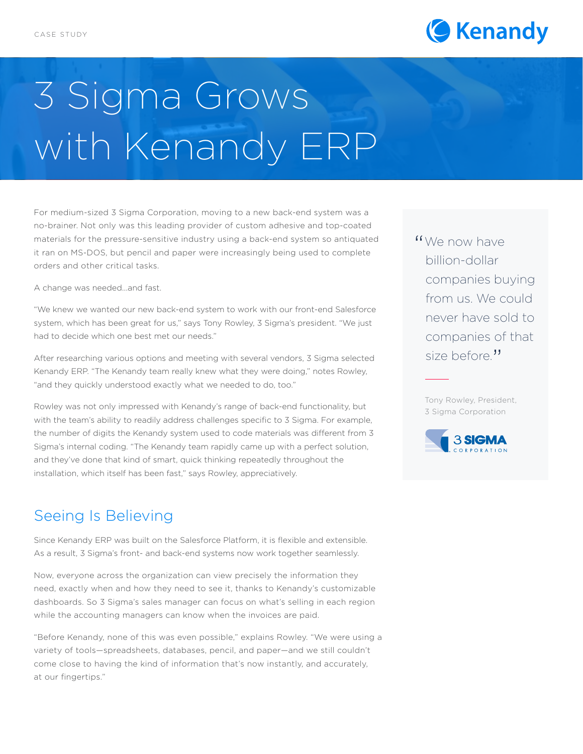CASE STUDY

# 3 Sigma Grows with Kenandy ERP

For medium-sized 3 Sigma Corporation, moving to a new back-end system was a no-brainer. Not only was this leading provider of custom adhesive and top-coated materials for the pressure-sensitive industry using a back-end system so antiquated it ran on MS-DOS, but pencil and paper were increasingly being used to complete orders and other critical tasks.

A change was needed...and fast.

"We knew we wanted our new back-end system to work with our front-end Salesforce system, which has been great for us," says Tony Rowley, 3 Sigma's president. "We just had to decide which one best met our needs."

After researching various options and meeting with several vendors, 3 Sigma selected Kenandy ERP. "The Kenandy team really knew what they were doing," notes Rowley, "and they quickly understood exactly what we needed to do, too."

Rowley was not only impressed with Kenandy's range of back-end functionality, but with the team's ability to readily address challenges specific to 3 Sigma. For example, the number of digits the Kenandy system used to code materials was different from 3 Sigma's internal coding. "The Kenandy team rapidly came up with a perfect solution, and they've done that kind of smart, quick thinking repeatedly throughout the installation, which itself has been fast," says Rowley, appreciatively.

> "We now have billion-dollar companies buying from us. We could never have sold to companies of that size before."
>
> Tony Rowley, President, 3 Sigma Corporation

## Seeing Is Believing

Since Kenandy ERP was built on the Salesforce Platform, it is flexible and extensible. As a result, 3 Sigma's front- and back-end systems now work together seamlessly.

Now, everyone across the organization can view precisely the information they need, exactly when and how they need to see it, thanks to Kenandy's customizable dashboards. So 3 Sigma's sales manager can focus on what's selling in each region while the accounting managers can know when the invoices are paid.

"Before Kenandy, none of this was even possible," explains Rowley. "We were using a variety of tools—spreadsheets, databases, pencil, and paper—and we still couldn't come close to having the kind of information that's now instantly, and accurately, at our fingertips."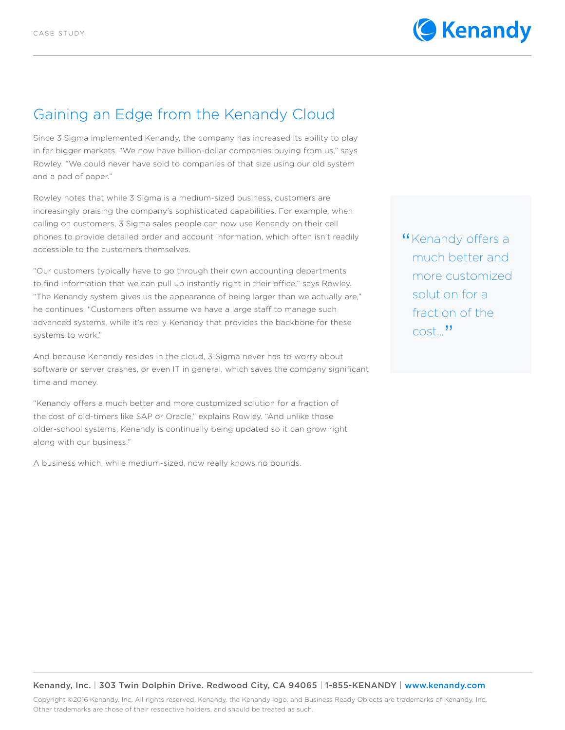## Gaining an Edge from the Kenandy Cloud

Since 3 Sigma implemented Kenandy, the company has increased its ability to play in far bigger markets. "We now have billion-dollar companies buying from us," says Rowley. "We could never have sold to companies of that size using our old system and a pad of paper."

Rowley notes that while 3 Sigma is a medium-sized business, customers are increasingly praising the company's sophisticated capabilities. For example, when calling on customers, 3 Sigma sales people can now use Kenandy on their cell phones to provide detailed order and account information, which often isn't readily accessible to the customers themselves.

"Our customers typically have to go through their own accounting departments to find information that we can pull up instantly right in their office," says Rowley. "The Kenandy system gives us the appearance of being larger than we actually are," he continues. "Customers often assume we have a large staff to manage such advanced systems, while it's really Kenandy that provides the backbone for these systems to work."

And because Kenandy resides in the cloud, 3 Sigma never has to worry about software or server crashes, or even IT in general, which saves the company significant time and money.

"Kenandy offers a much better and more customized solution for a fraction of the cost of old-timers like SAP or Oracle," explains Rowley. "And unlike those older-school systems, Kenandy is continually being updated so it can grow right along with our business."

A business which, while medium-sized, now really knows no bounds.

> "Kenandy offers a much better and more customized solution for a fraction of the cost..."

Kenandy, Inc. | 303 Twin Dolphin Drive. Redwood City, CA 94065 | 1-855-KENANDY | www.kenandy.com

Copyright ©2016 Kenandy, Inc. All rights reserved. Kenandy, the Kenandy logo, and Business Ready Objects are trademarks of Kenandy, Inc. Other trademarks are those of their respective holders, and should be treated as such.